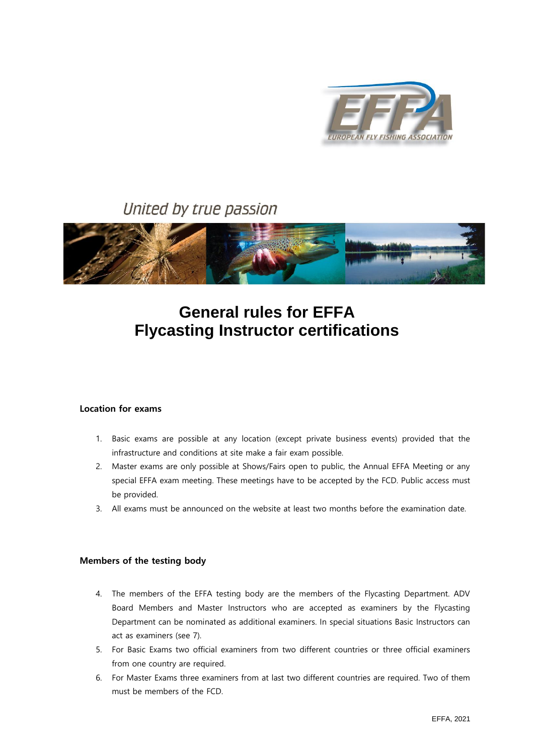United by true passion

# General rules for EFFA Flycasting Instructor certifications

### Location for exams

1. Basic exams are possible at any location (except private business events) provided that the infrastructure and conditions at site make a fair exam possible.
2. Master exams are only possible at Shows/Fairs open to public, the Annual EFFA Meeting or any special EFFA exam meeting. These meetings have to be accepted by the FCD. Public access must be provided.
3. All exams must be announced on the website at least two months before the examination date.

### Members of the testing body

4. The members of the EFFA testing body are the members of the Flycasting Department. ADV Board Members and Master Instructors who are accepted as examiners by the Flycasting Department can be nominated as additional examiners. In special situations Basic Instructors can act as examiners (see 7).
5. For Basic Exams two official examiners from two different countries or three official examiners from one country are required.
6. For Master Exams three examiners from at last two different countries are required. Two of them must be members of the FCD.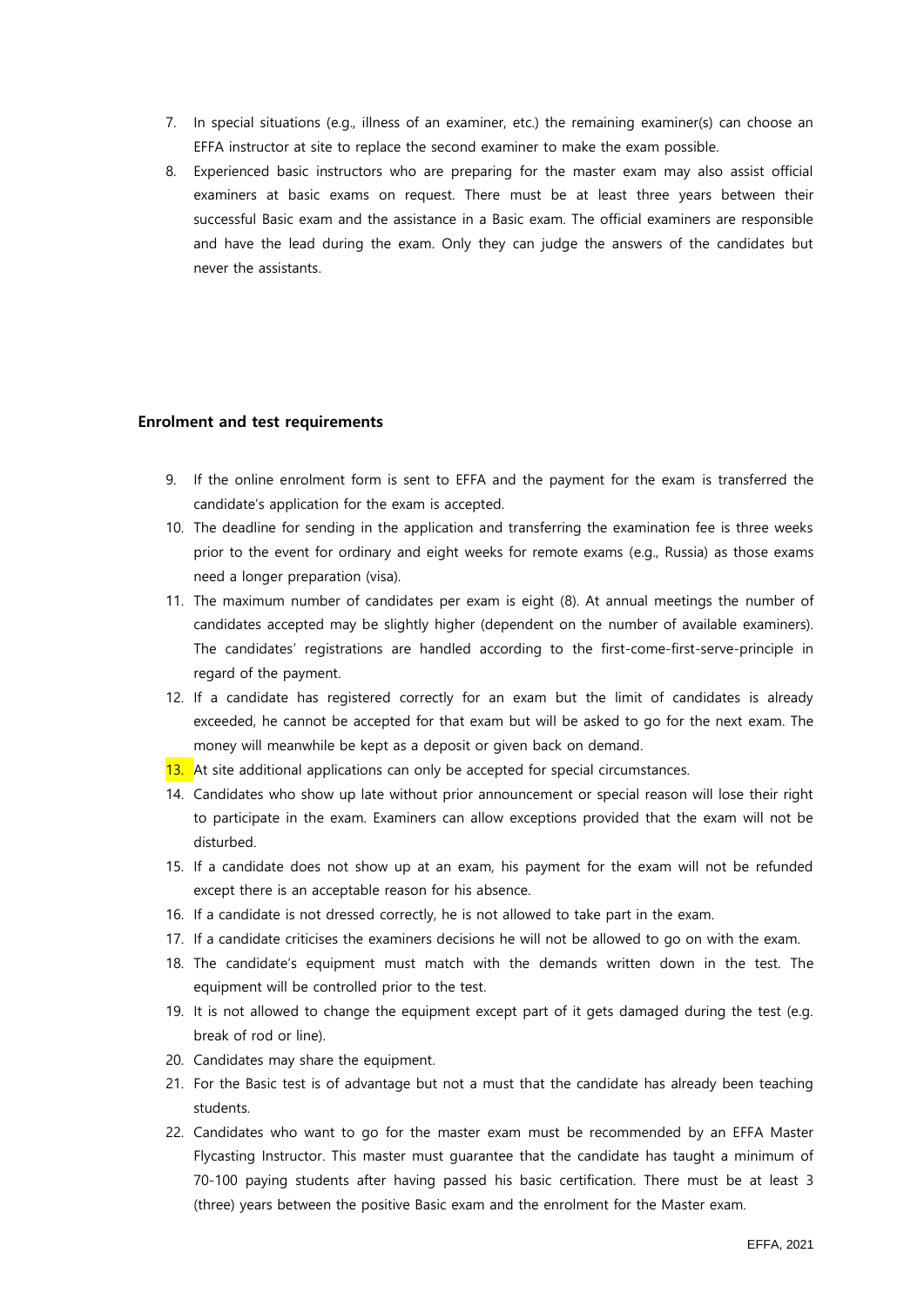7. In special situations (e.g., illness of an examiner, etc.) the remaining examiner(s) can choose an EFFA instructor at site to replace the second examiner to make the exam possible.
8. Experienced basic instructors who are preparing for the master exam may also assist official examiners at basic exams on request. There must be at least three years between their successful Basic exam and the assistance in a Basic exam. The official examiners are responsible and have the lead during the exam. Only they can judge the answers of the candidates but never the assistants.

**Enrolment and test requirements**

9. If the online enrolment form is sent to EFFA and the payment for the exam is transferred the candidate's application for the exam is accepted.
10. The deadline for sending in the application and transferring the examination fee is three weeks prior to the event for ordinary and eight weeks for remote exams (e.g., Russia) as those exams need a longer preparation (visa).
11. The maximum number of candidates per exam is eight (8). At annual meetings the number of candidates accepted may be slightly higher (dependent on the number of available examiners). The candidates' registrations are handled according to the first-come-first-serve-principle in regard of the payment.
12. If a candidate has registered correctly for an exam but the limit of candidates is already exceeded, he cannot be accepted for that exam but will be asked to go for the next exam. The money will meanwhile be kept as a deposit or given back on demand.
13. At site additional applications can only be accepted for special circumstances.
14. Candidates who show up late without prior announcement or special reason will lose their right to participate in the exam. Examiners can allow exceptions provided that the exam will not be disturbed.
15. If a candidate does not show up at an exam, his payment for the exam will not be refunded except there is an acceptable reason for his absence.
16. If a candidate is not dressed correctly, he is not allowed to take part in the exam.
17. If a candidate criticises the examiners decisions he will not be allowed to go on with the exam.
18. The candidate's equipment must match with the demands written down in the test. The equipment will be controlled prior to the test.
19. It is not allowed to change the equipment except part of it gets damaged during the test (e.g. break of rod or line).
20. Candidates may share the equipment.
21. For the Basic test is of advantage but not a must that the candidate has already been teaching students.
22. Candidates who want to go for the master exam must be recommended by an EFFA Master Flycasting Instructor. This master must guarantee that the candidate has taught a minimum of 70-100 paying students after having passed his basic certification. There must be at least 3 (three) years between the positive Basic exam and the enrolment for the Master exam.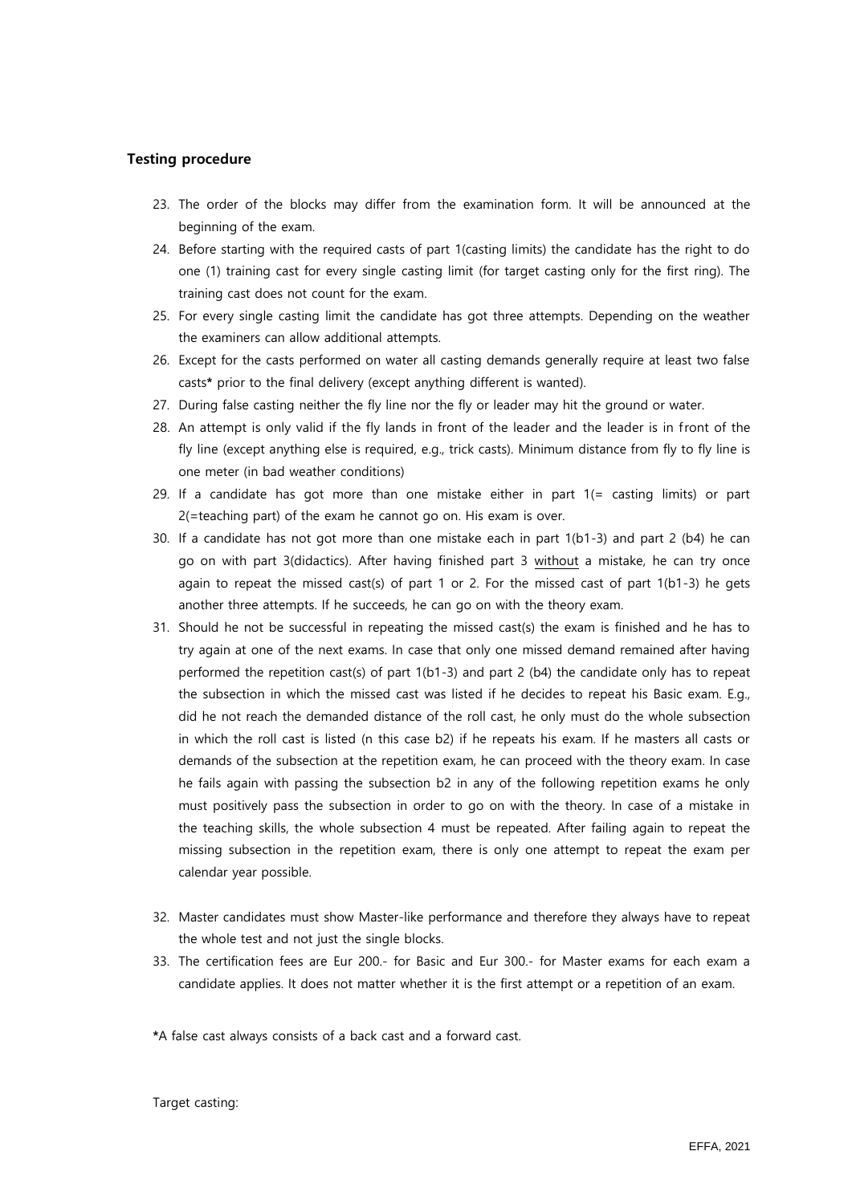### Testing procedure

23. The order of the blocks may differ from the examination form. It will be announced at the beginning of the exam.
24. Before starting with the required casts of part 1(casting limits) the candidate has the right to do one (1) training cast for every single casting limit (for target casting only for the first ring). The training cast does not count for the exam.
25. For every single casting limit the candidate has got three attempts. Depending on the weather the examiners can allow additional attempts.
26. Except for the casts performed on water all casting demands generally require at least two false casts**\*** prior to the final delivery (except anything different is wanted).
27. During false casting neither the fly line nor the fly or leader may hit the ground or water.
28. An attempt is only valid if the fly lands in front of the leader and the leader is in front of the fly line (except anything else is required, e.g., trick casts). Minimum distance from fly to fly line is one meter (in bad weather conditions)
29. If a candidate has got more than one mistake either in part 1(= casting limits) or part 2(=teaching part) of the exam he cannot go on. His exam is over.
30. If a candidate has not got more than one mistake each in part 1(b1-3) and part 2 (b4) he can go on with part 3(didactics). After having finished part 3 <u>without</u> a mistake, he can try once again to repeat the missed cast(s) of part 1 or 2. For the missed cast of part 1(b1-3) he gets another three attempts. If he succeeds, he can go on with the theory exam.
31. Should he not be successful in repeating the missed cast(s) the exam is finished and he has to try again at one of the next exams. In case that only one missed demand remained after having performed the repetition cast(s) of part 1(b1-3) and part 2 (b4) the candidate only has to repeat the subsection in which the missed cast was listed if he decides to repeat his Basic exam. E.g., did he not reach the demanded distance of the roll cast, he only must do the whole subsection in which the roll cast is listed (n this case b2) if he repeats his exam. If he masters all casts or demands of the subsection at the repetition exam, he can proceed with the theory exam. In case he fails again with passing the subsection b2 in any of the following repetition exams he only must positively pass the subsection in order to go on with the theory. In case of a mistake in the teaching skills, the whole subsection 4 must be repeated. After failing again to repeat the missing subsection in the repetition exam, there is only one attempt to repeat the exam per calendar year possible.
32. Master candidates must show Master-like performance and therefore they always have to repeat the whole test and not just the single blocks.
33. The certification fees are Eur 200.- for Basic and Eur 300.- for Master exams for each exam a candidate applies. It does not matter whether it is the first attempt or a repetition of an exam.

**\***A false cast always consists of a back cast and a forward cast.

Target casting: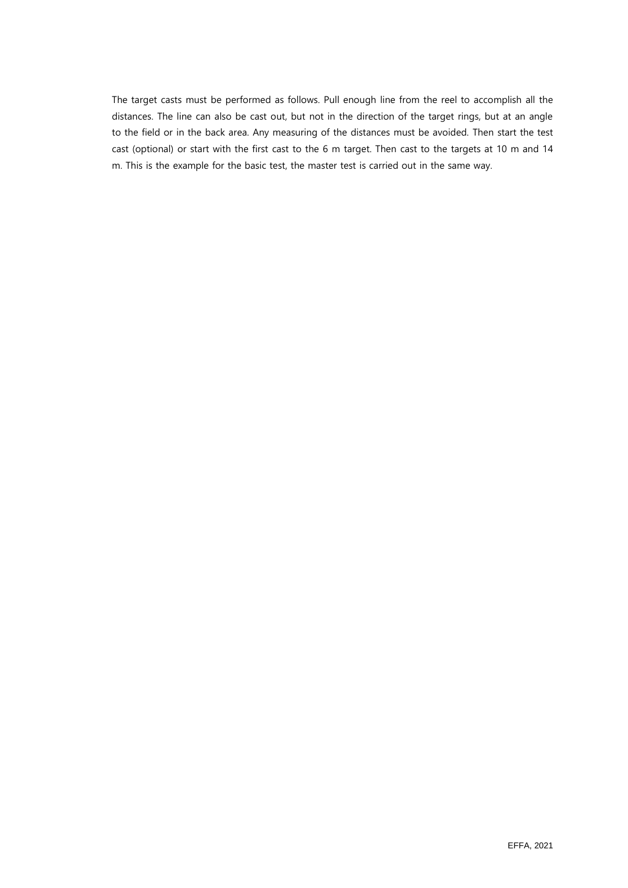The target casts must be performed as follows. Pull enough line from the reel to accomplish all the distances. The line can also be cast out, but not in the direction of the target rings, but at an angle to the field or in the back area. Any measuring of the distances must be avoided. Then start the test cast (optional) or start with the first cast to the 6 m target. Then cast to the targets at 10 m and 14 m. This is the example for the basic test, the master test is carried out in the same way.